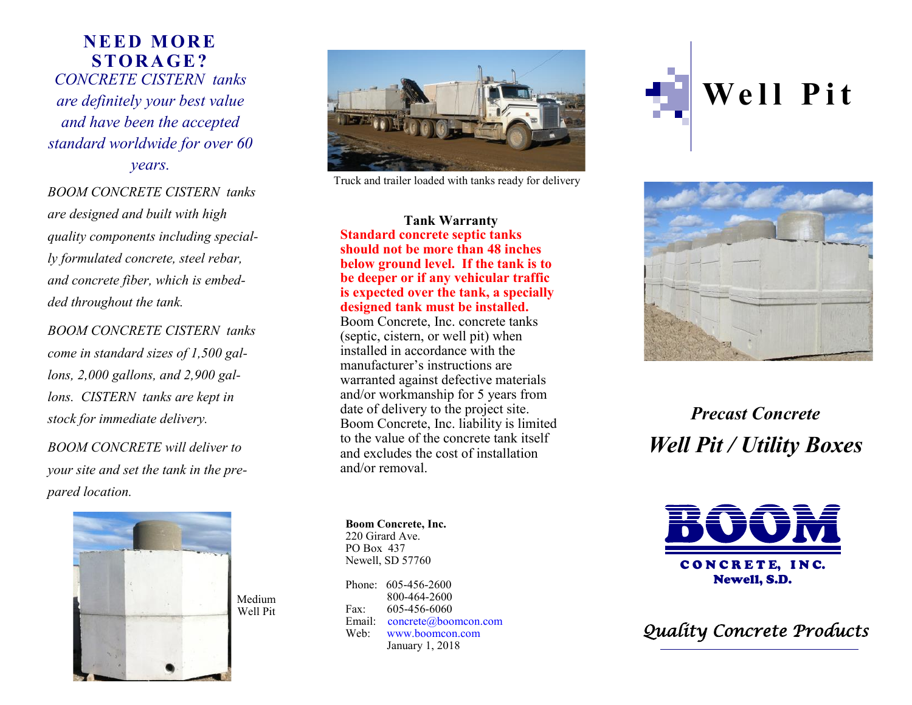## NEED MORE STORAGE?

*CONCRETE CISTERN tanks are definitely your best value and have been the accepted standard worldwide for over 60 years.*

*BOOM CONCRETE CISTERN tanks are designed and built with high quality components including specially formulated concrete, steel rebar, and concrete fiber, which is embedded throughout the tank.*

*BOOM CONCRETE CISTERN tanks come in standard sizes of 1,500 gallons, 2,000 gallons, and 2,900 gallons. CISTERN tanks are kept in stock for immediate delivery.*

*BOOM CONCRETE will deliver to your site and set the tank in the prepared location.*

Medium Well Pit

Truck and trailer loaded with tanks ready for delivery

**Tank Warranty**

**Standard concrete septic tanks should not be more than 48 inches below ground level. If the tank is to be deeper or if any vehicular traffic is expected over the tank, a specially designed tank must be installed.**

Boom Concrete, Inc. concrete tanks (septic, cistern, or well pit) when installed in accordance with the manufacturer's instructions are warranted against defective materials and/or workmanship for 5 years from date of delivery to the project site. Boom Concrete, Inc. liability is limited to the value of the concrete tank itself and excludes the cost of installation and/or removal.

**Boom Concrete, Inc.**
220 Girard Ave.
PO Box 437
Newell, SD 57760

Phone: 605-456-2600
800-464-2600
Fax: 605-456-6060
Email: concrete@boomcon.com
Web: www.boomcon.com
January 1, 2018

# Well Pit

## *Precast Concrete*
## *Well Pit / Utility Boxes*

**BOOM**
**CONCRETE, INC.**
**Newell, S.D.**

*Quality Concrete Products*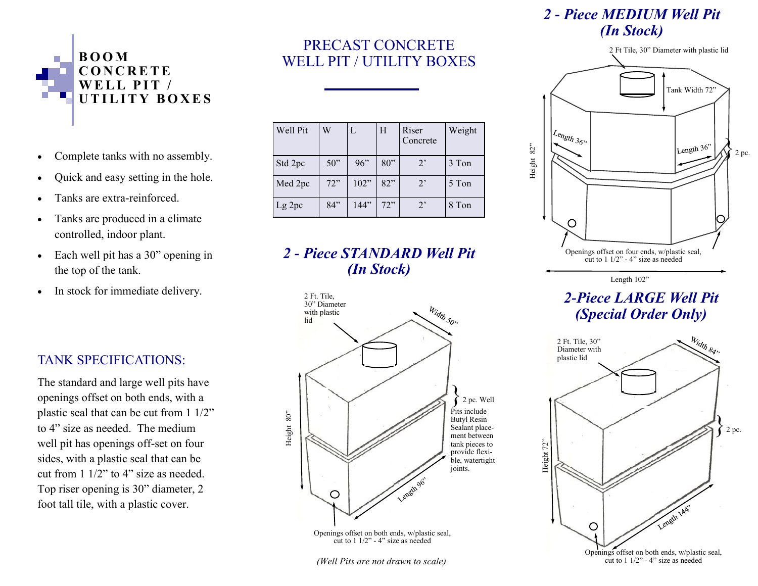**BOOM CONCRETE WELL PIT / UTILITY BOXES**

- Complete tanks with no assembly.
- Quick and easy setting in the hole.
- Tanks are extra-reinforced.
- Tanks are produced in a climate controlled, indoor plant.
- Each well pit has a 30" opening in the top of the tank.
- In stock for immediate delivery.

## TANK SPECIFICATIONS:

The standard and large well pits have openings offset on both ends, with a plastic seal that can be cut from 1 1/2" to 4" size as needed. The medium well pit has openings off-set on four sides, with a plastic seal that can be cut from 1 1/2" to 4" size as needed. Top riser opening is 30" diameter, 2 foot tall tile, with a plastic cover.

# PRECAST CONCRETE WELL PIT / UTILITY BOXES

| Well Pit | W | L | H | Riser Concrete | Weight |
|---|---|---|---|---|---|
| Std 2pc | 50" | 96" | 80" | 2' | 3 Ton |
| Med 2pc | 72" | 102" | 82" | 2' | 5 Ton |
| Lg 2pc | 84" | 144" | 72" | 2' | 8 Ton |

## *2 - Piece STANDARD Well Pit (In Stock)*

2 Ft. Tile, 30" Diameter with plastic lid

Width 50"

Height 80"

Length 96"

2 pc. Well Pits include Butyl Resin Sealant placement between tank pieces to provide flexible, watertight joints.

Openings offset on both ends, w/plastic seal, cut to 1 1/2" - 4" size as needed

*(Well Pits are not drawn to scale)*

## *2 - Piece MEDIUM Well Pit (In Stock)*

2 Ft Tile, 30" Diameter with plastic lid

Tank Width 72"

Length 36"

Length 36"

Height 82"

2 pc.

Openings offset on four ends, w/plastic seal, cut to 1 1/2" - 4" size as needed

Length 102"

## *2-Piece LARGE Well Pit (Special Order Only)*

2 Ft. Tile, 30" Diameter with plastic lid

Width 84"

Height 72"

2 pc.

Length 144"

Openings offset on both ends, w/plastic seal, cut to 1 1/2" - 4" size as needed